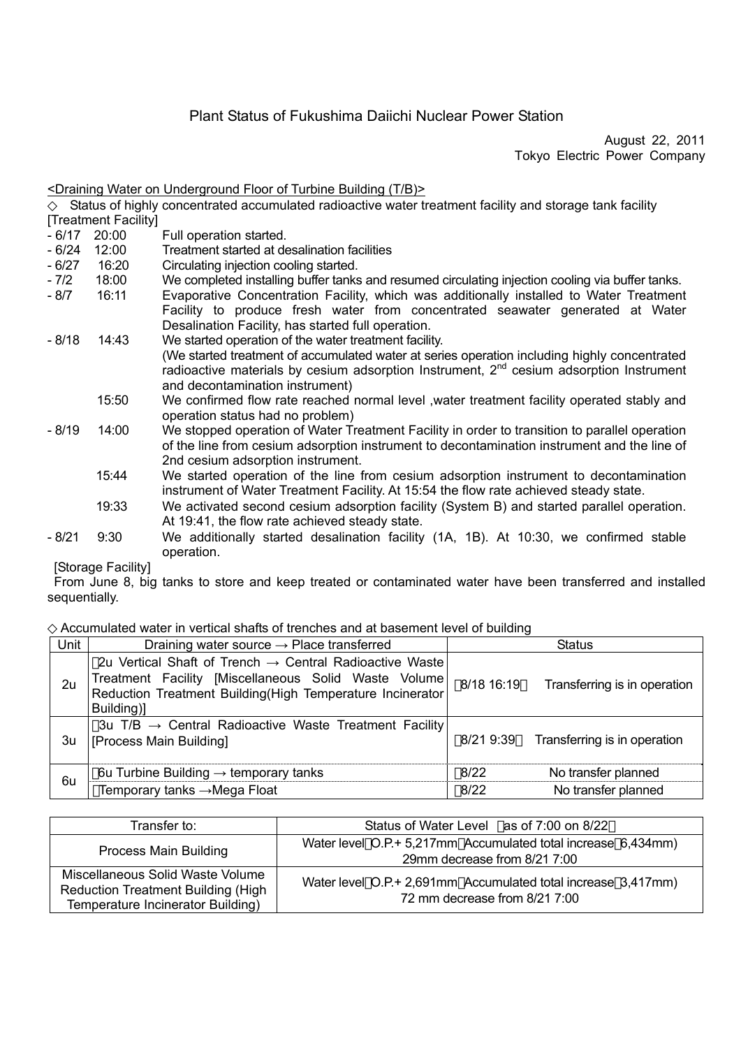# Plant Status of Fukushima Daiichi Nuclear Power Station

August 22, 2011
Tokyo Electric Power Company

<Draining Water on Underground Floor of Turbine Building (T/B)>

◇ Status of highly concentrated accumulated radioactive water treatment facility and storage tank facility

[Treatment Facility]

- 6/17 20:00 Full operation started.
- 6/24 12:00 Treatment started at desalination facilities
- 6/27 16:20 Circulating injection cooling started.
- 7/2 18:00 We completed installing buffer tanks and resumed circulating injection cooling via buffer tanks.
- 8/7 16:11 Evaporative Concentration Facility, which was additionally installed to Water Treatment Facility to produce fresh water from concentrated seawater generated at Water Desalination Facility, has started full operation.
- 8/18 14:43 We started operation of the water treatment facility. (We started treatment of accumulated water at series operation including highly concentrated radioactive materials by cesium adsorption Instrument, 2nd cesium adsorption Instrument and decontamination instrument)
  - 15:50 We confirmed flow rate reached normal level ,water treatment facility operated stably and operation status had no problem)
- 8/19 14:00 We stopped operation of Water Treatment Facility in order to transition to parallel operation of the line from cesium adsorption instrument to decontamination instrument and the line of 2nd cesium adsorption instrument.
  - 15:44 We started operation of the line from cesium adsorption instrument to decontamination instrument of Water Treatment Facility. At 15:54 the flow rate achieved steady state.
  - 19:33 We activated second cesium adsorption facility (System B) and started parallel operation. At 19:41, the flow rate achieved steady state.
- 8/21 9:30 We additionally started desalination facility (1A, 1B). At 10:30, we confirmed stable operation.

[Storage Facility]

From June 8, big tanks to store and keep treated or contaminated water have been transferred and installed sequentially.

◇ Accumulated water in vertical shafts of trenches and at basement level of building

| Unit | Draining water source → Place transferred | Status |
|---|---|---|
| 2u | 2u Vertical Shaft of Trench → Central Radioactive Waste Treatment Facility [Miscellaneous Solid Waste Volume Reduction Treatment Building(High Temperature Incinerator Building)] | 8/18 16:19 Transferring is in operation |
| 3u | 3u T/B → Central Radioactive Waste Treatment Facility [Process Main Building] | 8/21 9:39 Transferring is in operation |
| 6u | 6u Turbine Building → temporary tanks | 8/22 No transfer planned |
| | Temporary tanks →Mega Float | 8/22 No transfer planned |

| Transfer to: | Status of Water Level as of 7:00 on 8/22 |
|---|---|
| Process Main Building | Water level O.P.+ 5,217mm Accumulated total increase 6,434mm) 29mm decrease from 8/21 7:00 |
| Miscellaneous Solid Waste Volume Reduction Treatment Building (High Temperature Incinerator Building) | Water level O.P.+ 2,691mm Accumulated total increase 3,417mm) 72 mm decrease from 8/21 7:00 |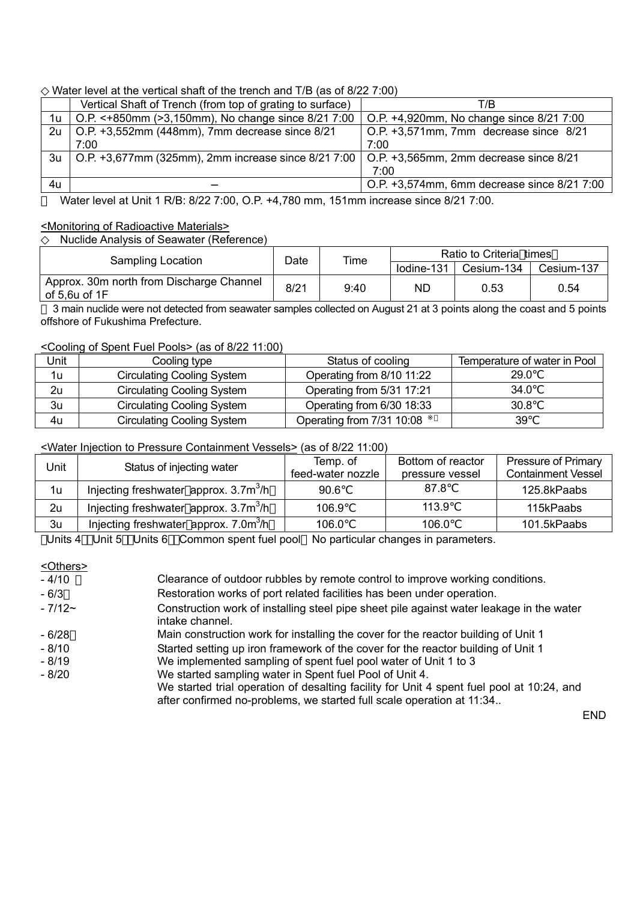◇ Water level at the vertical shaft of the trench and T/B (as of 8/22 7:00)

| | Vertical Shaft of Trench (from top of grating to surface) | T/B |
|---|---|---|
| 1u | O.P. <+850mm (>3,150mm), No change since 8/21 7:00 | O.P. +4,920mm, No change since 8/21 7:00 |
| 2u | O.P. +3,552mm (448mm), 7mm decrease since 8/21 7:00 | O.P. +3,571mm, 7mm decrease since 8/21 7:00 |
| 3u | O.P. +3,677mm (325mm), 2mm increase since 8/21 7:00 | O.P. +3,565mm, 2mm decrease since 8/21 7:00 |
| 4u | — | O.P. +3,574mm, 6mm decrease since 8/21 7:00 |

Water level at Unit 1 R/B: 8/22 7:00, O.P. +4,780 mm, 151mm increase since 8/21 7:00.

<Monitoring of Radioactive Materials>

◇ Nuclide Analysis of Seawater (Reference)

| Sampling Location | Date | Time | Ratio to Criteria (times) | | |
|---|---|---|---|---|---|
| | | | Iodine-131 | Cesium-134 | Cesium-137 |
| Approx. 30m north from Discharge Channel of 5,6u of 1F | 8/21 | 9:40 | ND | 0.53 | 0.54 |

3 main nuclide were not detected from seawater samples collected on August 21 at 3 points along the coast and 5 points offshore of Fukushima Prefecture.

<Cooling of Spent Fuel Pools> (as of 8/22 11:00)

| Unit | Cooling type | Status of cooling | Temperature of water in Pool |
|---|---|---|---|
| 1u | Circulating Cooling System | Operating from 8/10 11:22 | 29.0℃ |
| 2u | Circulating Cooling System | Operating from 5/31 17:21 | 34.0℃ |
| 3u | Circulating Cooling System | Operating from 6/30 18:33 | 30.8℃ |
| 4u | Circulating Cooling System | Operating from 7/31 10:08 ※ | 39℃ |

<Water Injection to Pressure Containment Vessels> (as of 8/22 11:00)

| Unit | Status of injecting water | Temp. of feed-water nozzle | Bottom of reactor pressure vessel | Pressure of Primary Containment Vessel |
|---|---|---|---|---|
| 1u | Injecting freshwater (approx. $3.7m^3/h$) | 90.6℃ | 87.8℃ | 125.8kPaabs |
| 2u | Injecting freshwater (approx. $3.7m^3/h$) | 106.9℃ | 113.9℃ | 115kPaabs |
| 3u | Injecting freshwater (approx. $7.0m^3/h$) | 106.0℃ | 106.0℃ | 101.5kPaabs |

(Units 4), (Unit 5), (Units 6), (Common spent fuel pool) No particular changes in parameters.

<Others>

- 4/10 ～ Clearance of outdoor rubbles by remote control to improve working conditions.
- 6/3～ Restoration works of port related facilities has been under operation.
- 7/12~ Construction work of installing steel pipe sheet pile against water leakage in the water intake channel.
- 6/28～ Main construction work for installing the cover for the reactor building of Unit 1
- 8/10 Started setting up iron framework of the cover for the reactor building of Unit 1
- 8/19 We implemented sampling of spent fuel pool water of Unit 1 to 3
- 8/20 We started sampling water in Spent fuel Pool of Unit 4.
  We started trial operation of desalting facility for Unit 4 spent fuel pool at 10:24, and after confirmed no-problems, we started full scale operation at 11:34..

END